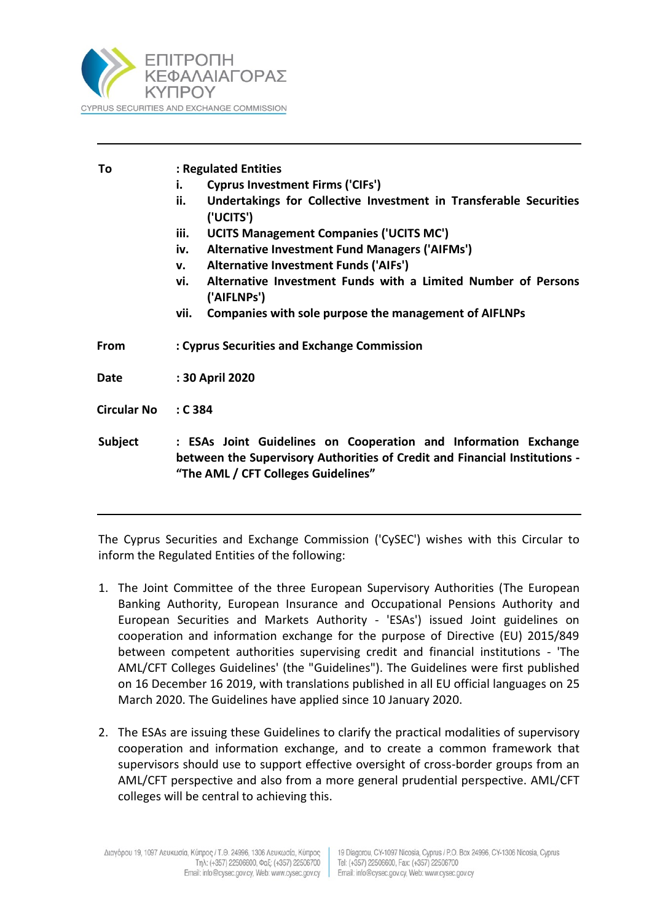ΕΠΙΤΡΟΠΗ ΚΕΦΑΛΑΙΑΓΟΡΑΣ ΚΥΠΡΟΥ
CYPRUS SECURITIES AND EXCHANGE COMMISSION

---

| | |
|---|---|
| **To** | **: Regulated Entities** |
| | **i. Cyprus Investment Firms ('CIFs')** |
| | **ii. Undertakings for Collective Investment in Transferable Securities ('UCITS')** |
| | **iii. UCITS Management Companies ('UCITS MC')** |
| | **iv. Alternative Investment Fund Managers ('AIFMs')** |
| | **v. Alternative Investment Funds ('AIFs')** |
| | **vi. Alternative Investment Funds with a Limited Number of Persons ('AIFLNPs')** |
| | **vii. Companies with sole purpose the management of AIFLNPs** |
| **From** | **: Cyprus Securities and Exchange Commission** |
| **Date** | **: 30 April 2020** |
| **Circular No** | **: C 384** |
| **Subject** | **: ESAs Joint Guidelines on Cooperation and Information Exchange between the Supervisory Authorities of Credit and Financial Institutions - "The AML / CFT Colleges Guidelines"** |

---

The Cyprus Securities and Exchange Commission ('CySEC') wishes with this Circular to inform the Regulated Entities of the following:

1. The Joint Committee of the three European Supervisory Authorities (The European Banking Authority, European Insurance and Occupational Pensions Authority and European Securities and Markets Authority - 'ESAs') issued Joint guidelines on cooperation and information exchange for the purpose of Directive (EU) 2015/849 between competent authorities supervising credit and financial institutions - 'The AML/CFT Colleges Guidelines' (the "Guidelines"). The Guidelines were first published on 16 December 16 2019, with translations published in all EU official languages on 25 March 2020. The Guidelines have applied since 10 January 2020.

2. The ESAs are issuing these Guidelines to clarify the practical modalities of supervisory cooperation and information exchange, and to create a common framework that supervisors should use to support effective oversight of cross-border groups from an AML/CFT perspective and also from a more general prudential perspective. AML/CFT colleges will be central to achieving this.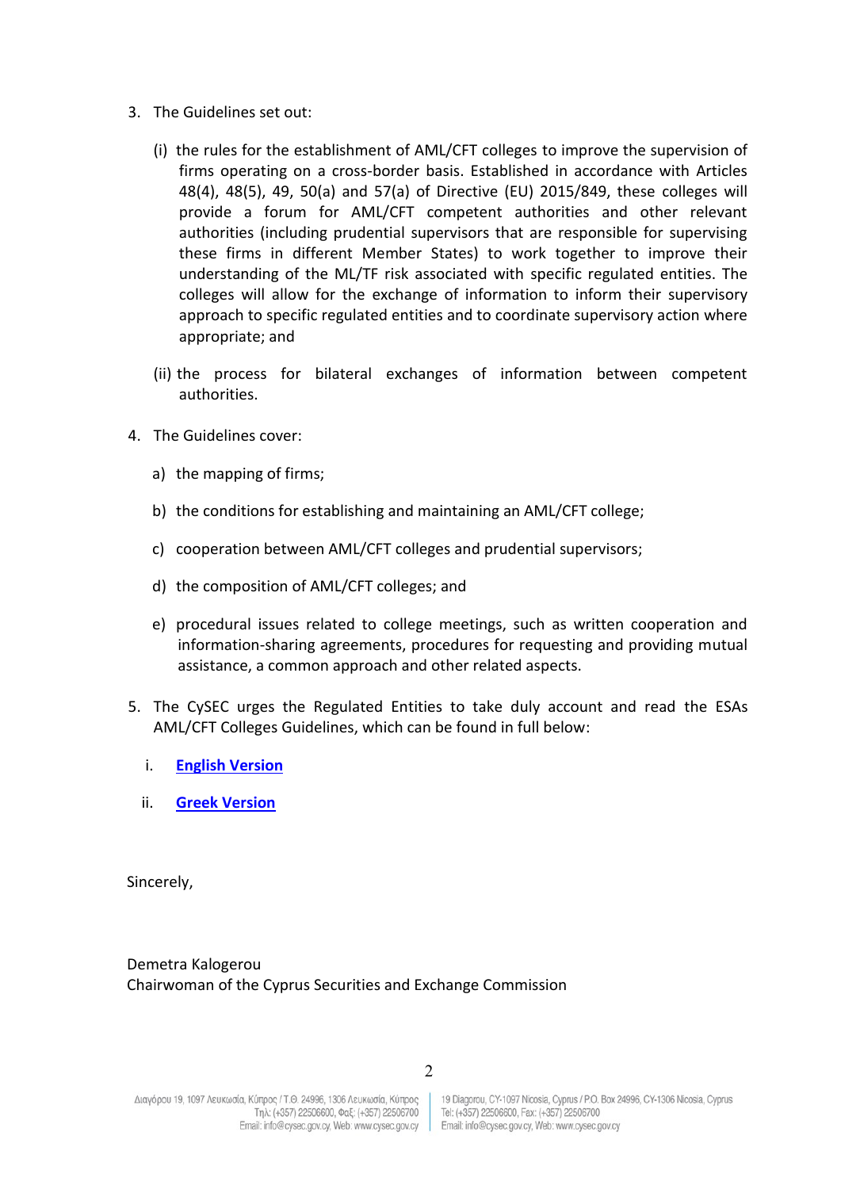3. The Guidelines set out:

   (i) the rules for the establishment of AML/CFT colleges to improve the supervision of firms operating on a cross-border basis. Established in accordance with Articles 48(4), 48(5), 49, 50(a) and 57(a) of Directive (EU) 2015/849, these colleges will provide a forum for AML/CFT competent authorities and other relevant authorities (including prudential supervisors that are responsible for supervising these firms in different Member States) to work together to improve their understanding of the ML/TF risk associated with specific regulated entities. The colleges will allow for the exchange of information to inform their supervisory approach to specific regulated entities and to coordinate supervisory action where appropriate; and

   (ii) the process for bilateral exchanges of information between competent authorities.

4. The Guidelines cover:

   a) the mapping of firms;

   b) the conditions for establishing and maintaining an AML/CFT college;

   c) cooperation between AML/CFT colleges and prudential supervisors;

   d) the composition of AML/CFT colleges; and

   e) procedural issues related to college meetings, such as written cooperation and information-sharing agreements, procedures for requesting and providing mutual assistance, a common approach and other related aspects.

5. The CySEC urges the Regulated Entities to take duly account and read the ESAs AML/CFT Colleges Guidelines, which can be found in full below:

   i. **English Version**

   ii. **Greek Version**

Sincerely,

Demetra Kalogerou
Chairwoman of the Cyprus Securities and Exchange Commission